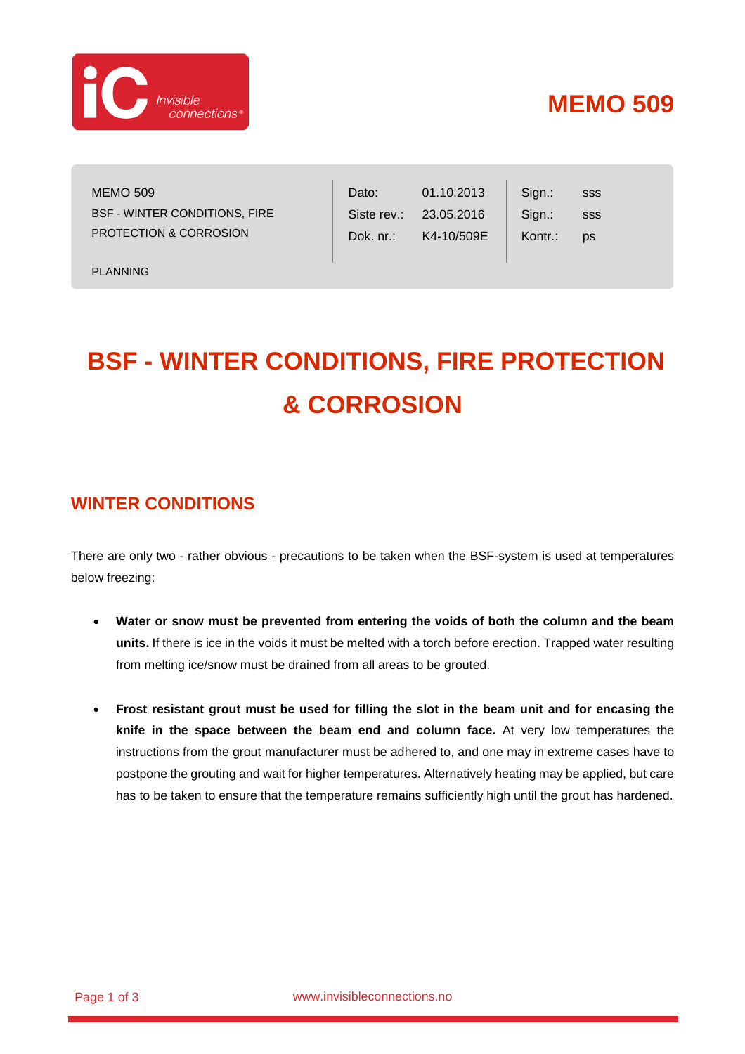# MEMO 509

| MEMO 509<br>BSF - WINTER CONDITIONS, FIRE PROTECTION & CORROSION | Dato: | 01.10.2013 | Sign.: | sss |
| --- | --- | --- | --- | --- |
| | Siste rev.: | 23.05.2016 | Sign.: | sss |
| | Dok. nr.: | K4-10/509E | Kontr.: | ps |
| PLANNING | | | | |

# BSF - WINTER CONDITIONS, FIRE PROTECTION & CORROSION

## WINTER CONDITIONS

There are only two - rather obvious - precautions to be taken when the BSF-system is used at temperatures below freezing:

- **Water or snow must be prevented from entering the voids of both the column and the beam units.** If there is ice in the voids it must be melted with a torch before erection. Trapped water resulting from melting ice/snow must be drained from all areas to be grouted.

- **Frost resistant grout must be used for filling the slot in the beam unit and for encasing the knife in the space between the beam end and column face.** At very low temperatures the instructions from the grout manufacturer must be adhered to, and one may in extreme cases have to postpone the grouting and wait for higher temperatures. Alternatively heating may be applied, but care has to be taken to ensure that the temperature remains sufficiently high until the grout has hardened.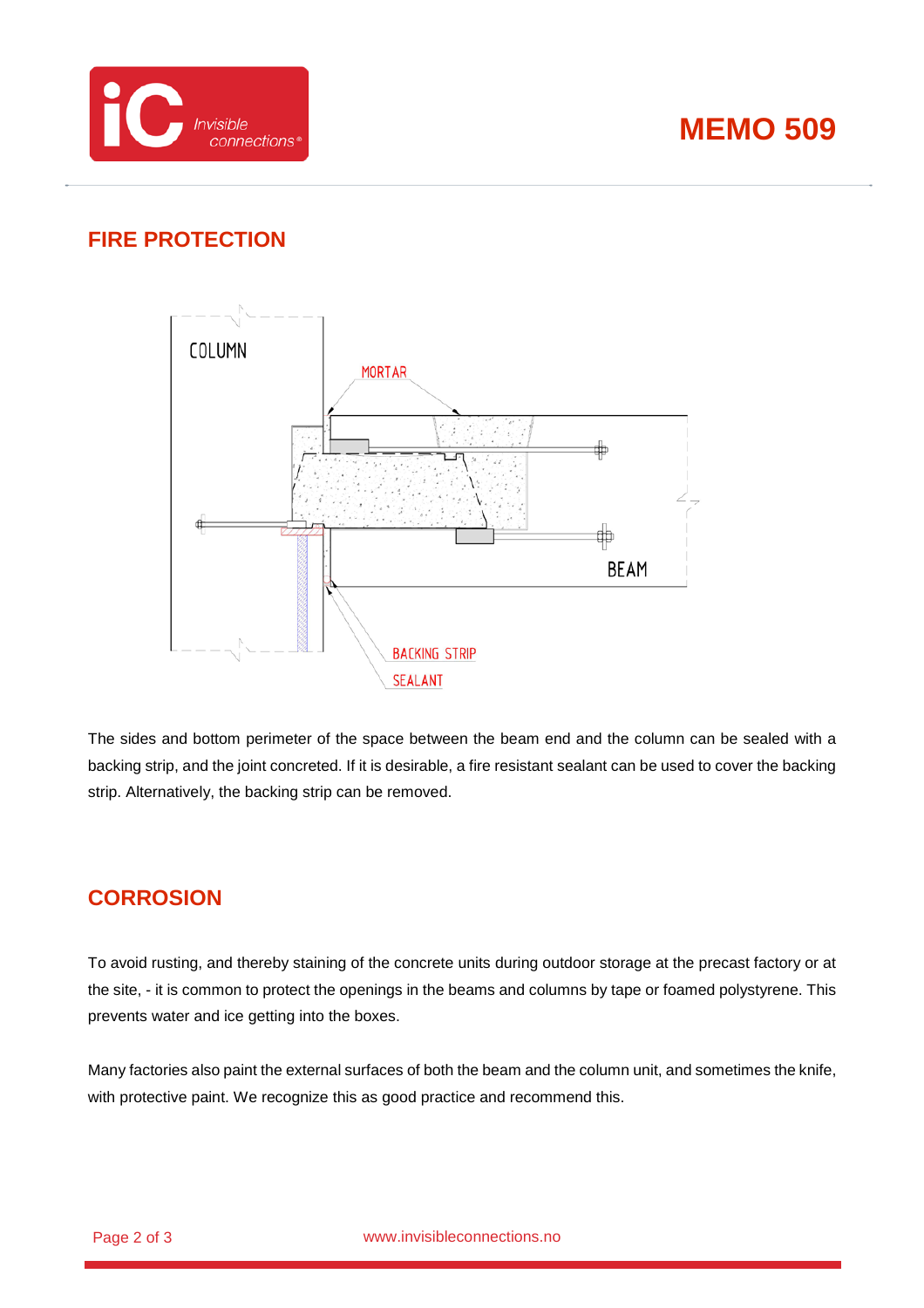# MEMO 509

## FIRE PROTECTION

COLUMN

MORTAR

BEAM

BACKING STRIP

SEALANT

The sides and bottom perimeter of the space between the beam end and the column can be sealed with a backing strip, and the joint concreted. If it is desirable, a fire resistant sealant can be used to cover the backing strip. Alternatively, the backing strip can be removed.

## CORROSION

To avoid rusting, and thereby staining of the concrete units during outdoor storage at the precast factory or at the site, - it is common to protect the openings in the beams and columns by tape or foamed polystyrene. This prevents water and ice getting into the boxes.

Many factories also paint the external surfaces of both the beam and the column unit, and sometimes the knife, with protective paint. We recognize this as good practice and recommend this.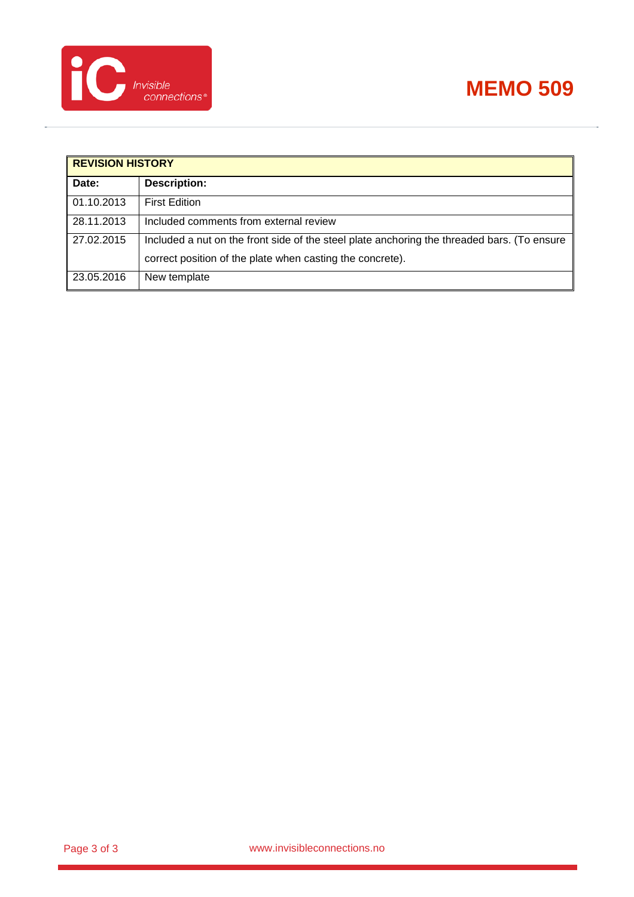| REVISION HISTORY | |
|---|---|
| **Date:** | **Description:** |
| 01.10.2013 | First Edition |
| 28.11.2013 | Included comments from external review |
| 27.02.2015 | Included a nut on the front side of the steel plate anchoring the threaded bars. (To ensure correct position of the plate when casting the concrete). |
| 23.05.2016 | New template |